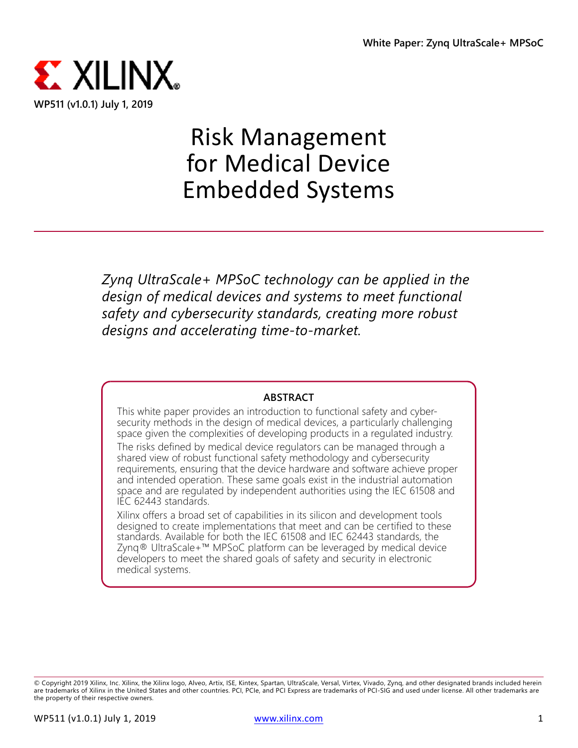White Paper: Zynq UltraScale+ MPSoC

WP511 (v1.0.1) July 1, 2019

# Risk Management for Medical Device Embedded Systems

*Zynq UltraScale+ MPSoC technology can be applied in the design of medical devices and systems to meet functional safety and cybersecurity standards, creating more robust designs and accelerating time-to-market.*

## ABSTRACT

This white paper provides an introduction to functional safety and cyber-security methods in the design of medical devices, a particularly challenging space given the complexities of developing products in a regulated industry.

The risks defined by medical device regulators can be managed through a shared view of robust functional safety methodology and cybersecurity requirements, ensuring that the device hardware and software achieve proper and intended operation. These same goals exist in the industrial automation space and are regulated by independent authorities using the IEC 61508 and IEC 62443 standards.

Xilinx offers a broad set of capabilities in its silicon and development tools designed to create implementations that meet and can be certified to these standards. Available for both the IEC 61508 and IEC 62443 standards, the Zynq® UltraScale+™ MPSoC platform can be leveraged by medical device developers to meet the shared goals of safety and security in electronic medical systems.

© Copyright 2019 Xilinx, Inc. Xilinx, the Xilinx logo, Alveo, Artix, ISE, Kintex, Spartan, UltraScale, Versal, Virtex, Vivado, Zynq, and other designated brands included herein are trademarks of Xilinx in the United States and other countries. PCI, PCIe, and PCI Express are trademarks of PCI-SIG and used under license. All other trademarks are the property of their respective owners.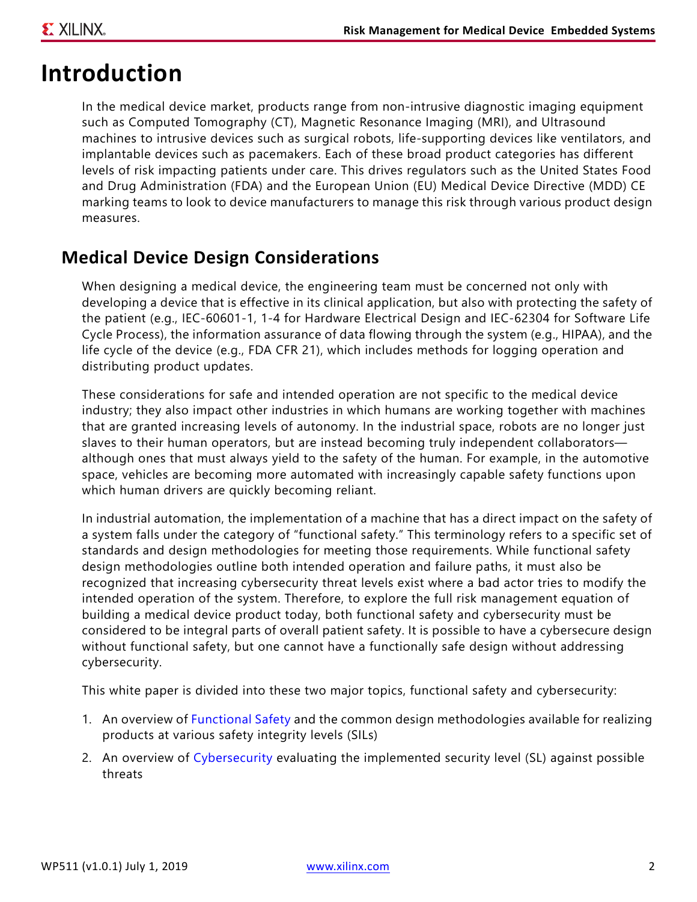# Introduction

In the medical device market, products range from non-intrusive diagnostic imaging equipment such as Computed Tomography (CT), Magnetic Resonance Imaging (MRI), and Ultrasound machines to intrusive devices such as surgical robots, life-supporting devices like ventilators, and implantable devices such as pacemakers. Each of these broad product categories has different levels of risk impacting patients under care. This drives regulators such as the United States Food and Drug Administration (FDA) and the European Union (EU) Medical Device Directive (MDD) CE marking teams to look to device manufacturers to manage this risk through various product design measures.

## Medical Device Design Considerations

When designing a medical device, the engineering team must be concerned not only with developing a device that is effective in its clinical application, but also with protecting the safety of the patient (e.g., IEC-60601-1, 1-4 for Hardware Electrical Design and IEC-62304 for Software Life Cycle Process), the information assurance of data flowing through the system (e.g., HIPAA), and the life cycle of the device (e.g., FDA CFR 21), which includes methods for logging operation and distributing product updates.

These considerations for safe and intended operation are not specific to the medical device industry; they also impact other industries in which humans are working together with machines that are granted increasing levels of autonomy. In the industrial space, robots are no longer just slaves to their human operators, but are instead becoming truly independent collaborators—although ones that must always yield to the safety of the human. For example, in the automotive space, vehicles are becoming more automated with increasingly capable safety functions upon which human drivers are quickly becoming reliant.

In industrial automation, the implementation of a machine that has a direct impact on the safety of a system falls under the category of "functional safety." This terminology refers to a specific set of standards and design methodologies for meeting those requirements. While functional safety design methodologies outline both intended operation and failure paths, it must also be recognized that increasing cybersecurity threat levels exist where a bad actor tries to modify the intended operation of the system. Therefore, to explore the full risk management equation of building a medical device product today, both functional safety and cybersecurity must be considered to be integral parts of overall patient safety. It is possible to have a cybersecure design without functional safety, but one cannot have a functionally safe design without addressing cybersecurity.

This white paper is divided into these two major topics, functional safety and cybersecurity:

1. An overview of Functional Safety and the common design methodologies available for realizing products at various safety integrity levels (SILs)
2. An overview of Cybersecurity evaluating the implemented security level (SL) against possible threats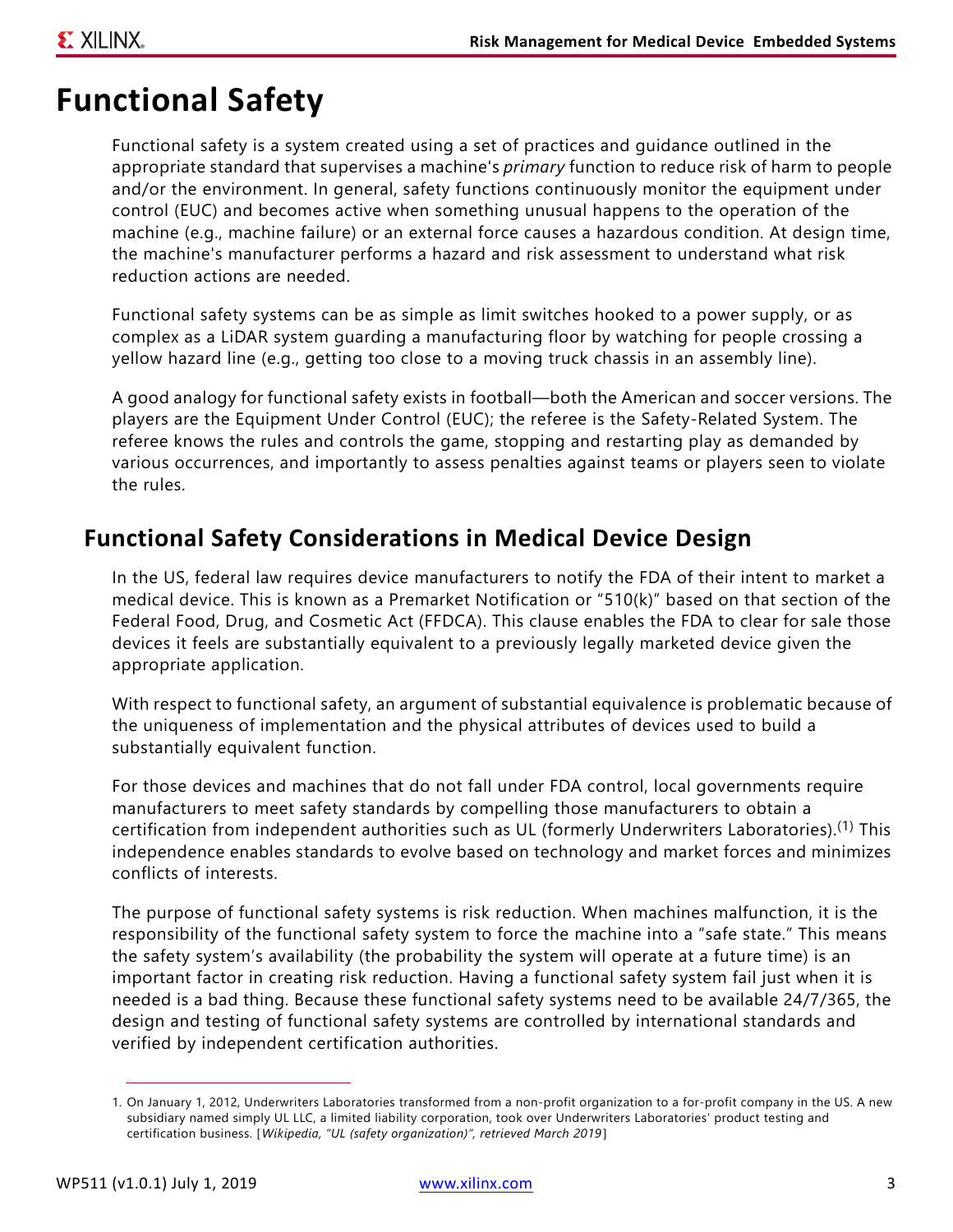# Functional Safety

Functional safety is a system created using a set of practices and guidance outlined in the appropriate standard that supervises a machine's *primary* function to reduce risk of harm to people and/or the environment. In general, safety functions continuously monitor the equipment under control (EUC) and becomes active when something unusual happens to the operation of the machine (e.g., machine failure) or an external force causes a hazardous condition. At design time, the machine's manufacturer performs a hazard and risk assessment to understand what risk reduction actions are needed.

Functional safety systems can be as simple as limit switches hooked to a power supply, or as complex as a LiDAR system guarding a manufacturing floor by watching for people crossing a yellow hazard line (e.g., getting too close to a moving truck chassis in an assembly line).

A good analogy for functional safety exists in football—both the American and soccer versions. The players are the Equipment Under Control (EUC); the referee is the Safety-Related System. The referee knows the rules and controls the game, stopping and restarting play as demanded by various occurrences, and importantly to assess penalties against teams or players seen to violate the rules.

## Functional Safety Considerations in Medical Device Design

In the US, federal law requires device manufacturers to notify the FDA of their intent to market a medical device. This is known as a Premarket Notification or "510(k)" based on that section of the Federal Food, Drug, and Cosmetic Act (FFDCA). This clause enables the FDA to clear for sale those devices it feels are substantially equivalent to a previously legally marketed device given the appropriate application.

With respect to functional safety, an argument of substantial equivalence is problematic because of the uniqueness of implementation and the physical attributes of devices used to build a substantially equivalent function.

For those devices and machines that do not fall under FDA control, local governments require manufacturers to meet safety standards by compelling those manufacturers to obtain a certification from independent authorities such as UL (formerly Underwriters Laboratories).(1) This independence enables standards to evolve based on technology and market forces and minimizes conflicts of interests.

The purpose of functional safety systems is risk reduction. When machines malfunction, it is the responsibility of the functional safety system to force the machine into a "safe state." This means the safety system's availability (the probability the system will operate at a future time) is an important factor in creating risk reduction. Having a functional safety system fail just when it is needed is a bad thing. Because these functional safety systems need to be available 24/7/365, the design and testing of functional safety systems are controlled by international standards and verified by independent certification authorities.

1. On January 1, 2012, Underwriters Laboratories transformed from a non-profit organization to a for-profit company in the US. A new subsidiary named simply UL LLC, a limited liability corporation, took over Underwriters Laboratories' product testing and certification business. [*Wikipedia, "UL (safety organization)", retrieved March 2019*]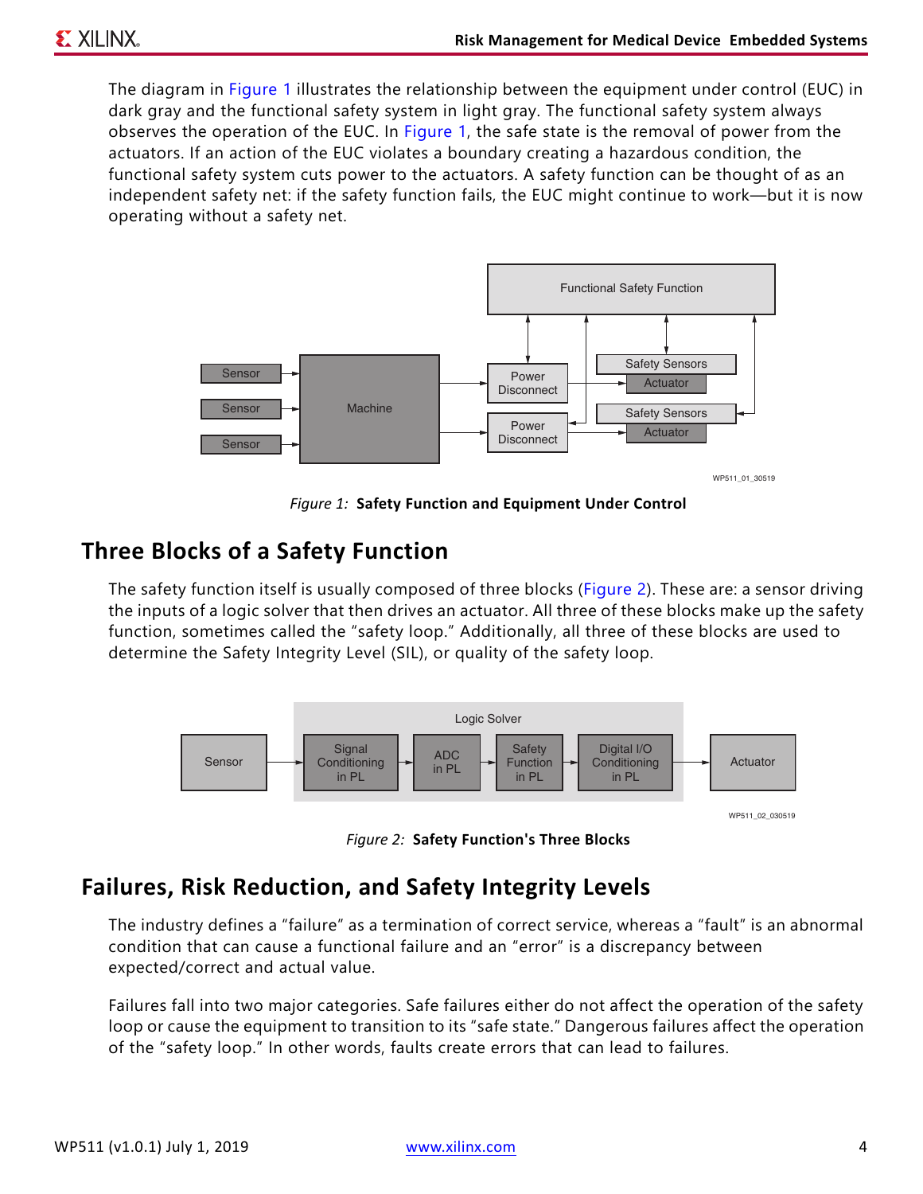The diagram in Figure 1 illustrates the relationship between the equipment under control (EUC) in dark gray and the functional safety system in light gray. The functional safety system always observes the operation of the EUC. In Figure 1, the safe state is the removal of power from the actuators. If an action of the EUC violates a boundary creating a hazardous condition, the functional safety system cuts power to the actuators. A safety function can be thought of as an independent safety net: if the safety function fails, the EUC might continue to work—but it is now operating without a safety net.

*Figure 1:* **Safety Function and Equipment Under Control**

## Three Blocks of a Safety Function

The safety function itself is usually composed of three blocks (Figure 2). These are: a sensor driving the inputs of a logic solver that then drives an actuator. All three of these blocks make up the safety function, sometimes called the "safety loop." Additionally, all three of these blocks are used to determine the Safety Integrity Level (SIL), or quality of the safety loop.

*Figure 2:* **Safety Function's Three Blocks**

## Failures, Risk Reduction, and Safety Integrity Levels

The industry defines a "failure" as a termination of correct service, whereas a "fault" is an abnormal condition that can cause a functional failure and an "error" is a discrepancy between expected/correct and actual value.

Failures fall into two major categories. Safe failures either do not affect the operation of the safety loop or cause the equipment to transition to its "safe state." Dangerous failures affect the operation of the "safety loop." In other words, faults create errors that can lead to failures.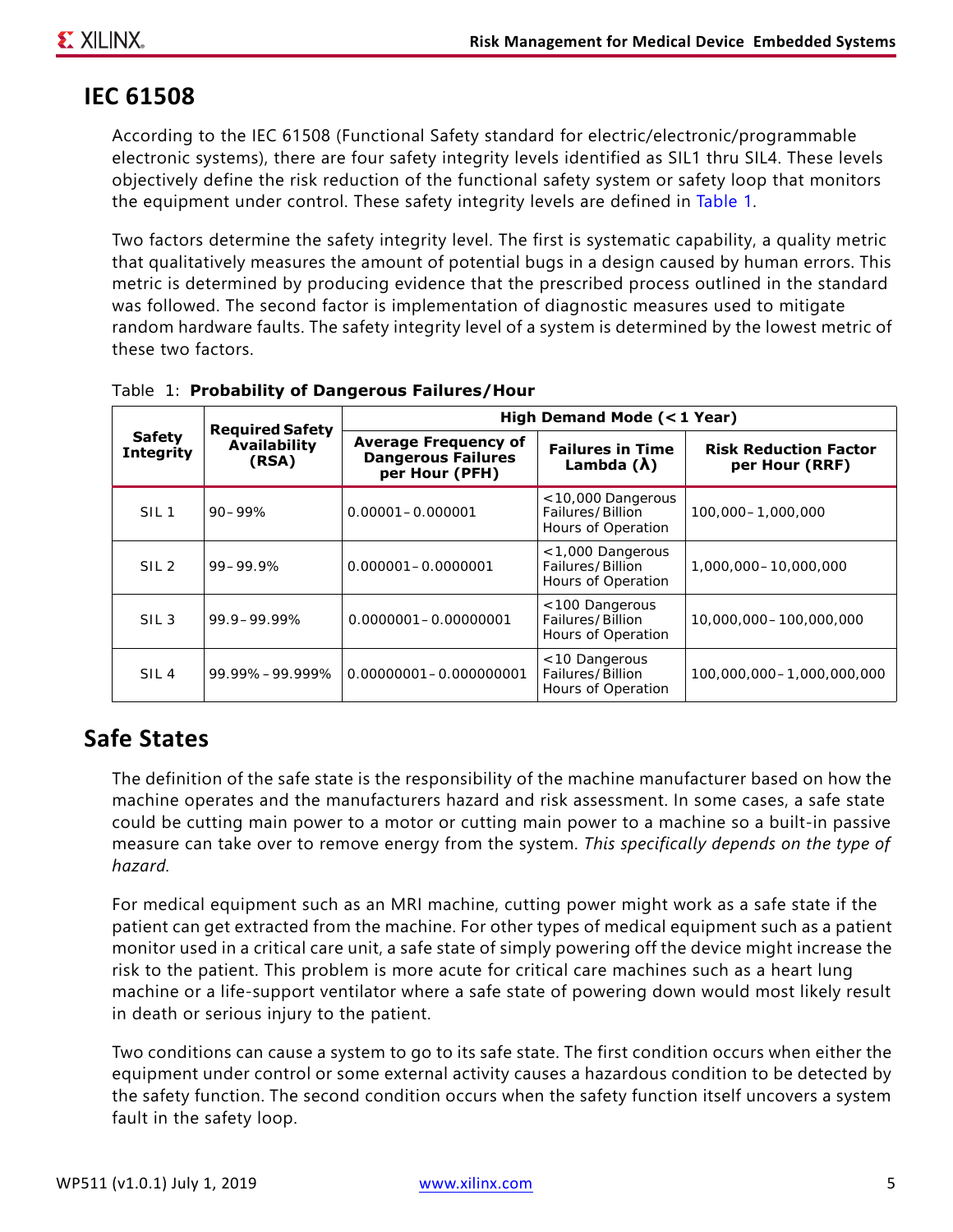## IEC 61508

According to the IEC 61508 (Functional Safety standard for electric/electronic/programmable electronic systems), there are four safety integrity levels identified as SIL1 thru SIL4. These levels objectively define the risk reduction of the functional safety system or safety loop that monitors the equipment under control. These safety integrity levels are defined in Table 1.

Two factors determine the safety integrity level. The first is systematic capability, a quality metric that qualitatively measures the amount of potential bugs in a design caused by human errors. This metric is determined by producing evidence that the prescribed process outlined in the standard was followed. The second factor is implementation of diagnostic measures used to mitigate random hardware faults. The safety integrity level of a system is determined by the lowest metric of these two factors.

Table 1: **Probability of Dangerous Failures/Hour**

| Safety Integrity | Required Safety Availability (RSA) | High Demand Mode (< 1 Year) | | |
|---|---|---|---|---|
| | | Average Frequency of Dangerous Failures per Hour (PFH) | Failures in Time Lambda (λ) | Risk Reduction Factor per Hour (RRF) |
| SIL 1 | 90–99% | 0.00001–0.000001 | <10,000 Dangerous Failures/Billion Hours of Operation | 100,000–1,000,000 |
| SIL 2 | 99–99.9% | 0.000001–0.0000001 | <1,000 Dangerous Failures/Billion Hours of Operation | 1,000,000–10,000,000 |
| SIL 3 | 99.9–99.99% | 0.0000001–0.00000001 | <100 Dangerous Failures/Billion Hours of Operation | 10,000,000–100,000,000 |
| SIL 4 | 99.99% – 99.999% | 0.00000001–0.000000001 | <10 Dangerous Failures/Billion Hours of Operation | 100,000,000–1,000,000,000 |

## Safe States

The definition of the safe state is the responsibility of the machine manufacturer based on how the machine operates and the manufacturers hazard and risk assessment. In some cases, a safe state could be cutting main power to a motor or cutting main power to a machine so a built-in passive measure can take over to remove energy from the system. *This specifically depends on the type of hazard.*

For medical equipment such as an MRI machine, cutting power might work as a safe state if the patient can get extracted from the machine. For other types of medical equipment such as a patient monitor used in a critical care unit, a safe state of simply powering off the device might increase the risk to the patient. This problem is more acute for critical care machines such as a heart lung machine or a life-support ventilator where a safe state of powering down would most likely result in death or serious injury to the patient.

Two conditions can cause a system to go to its safe state. The first condition occurs when either the equipment under control or some external activity causes a hazardous condition to be detected by the safety function. The second condition occurs when the safety function itself uncovers a system fault in the safety loop.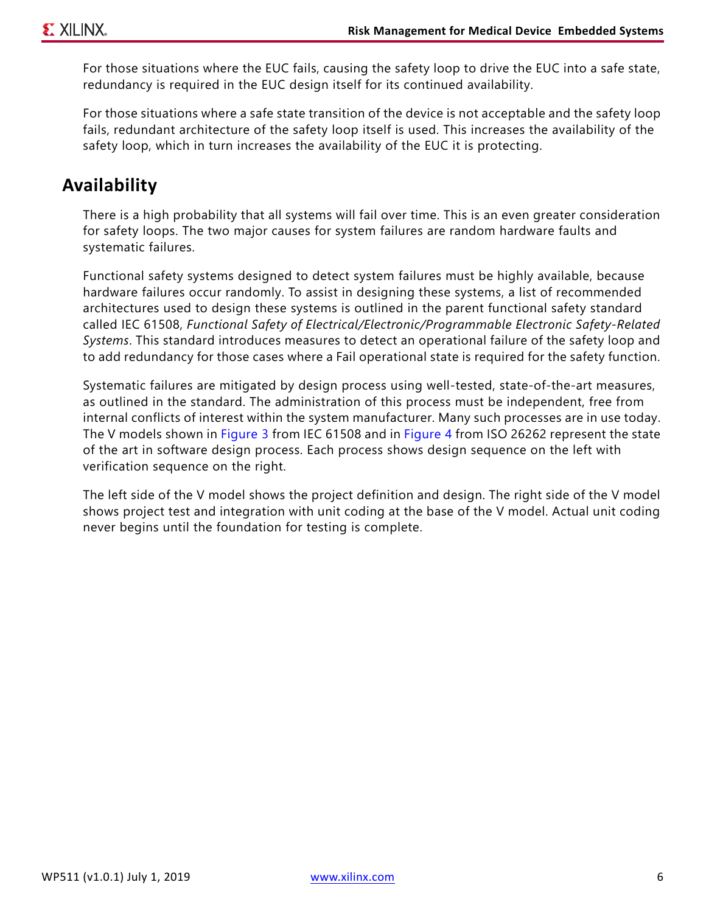For those situations where the EUC fails, causing the safety loop to drive the EUC into a safe state, redundancy is required in the EUC design itself for its continued availability.

For those situations where a safe state transition of the device is not acceptable and the safety loop fails, redundant architecture of the safety loop itself is used. This increases the availability of the safety loop, which in turn increases the availability of the EUC it is protecting.

## Availability

There is a high probability that all systems will fail over time. This is an even greater consideration for safety loops. The two major causes for system failures are random hardware faults and systematic failures.

Functional safety systems designed to detect system failures must be highly available, because hardware failures occur randomly. To assist in designing these systems, a list of recommended architectures used to design these systems is outlined in the parent functional safety standard called IEC 61508, *Functional Safety of Electrical/Electronic/Programmable Electronic Safety-Related Systems*. This standard introduces measures to detect an operational failure of the safety loop and to add redundancy for those cases where a Fail operational state is required for the safety function.

Systematic failures are mitigated by design process using well-tested, state-of-the-art measures, as outlined in the standard. The administration of this process must be independent, free from internal conflicts of interest within the system manufacturer. Many such processes are in use today. The V models shown in Figure 3 from IEC 61508 and in Figure 4 from ISO 26262 represent the state of the art in software design process. Each process shows design sequence on the left with verification sequence on the right.

The left side of the V model shows the project definition and design. The right side of the V model shows project test and integration with unit coding at the base of the V model. Actual unit coding never begins until the foundation for testing is complete.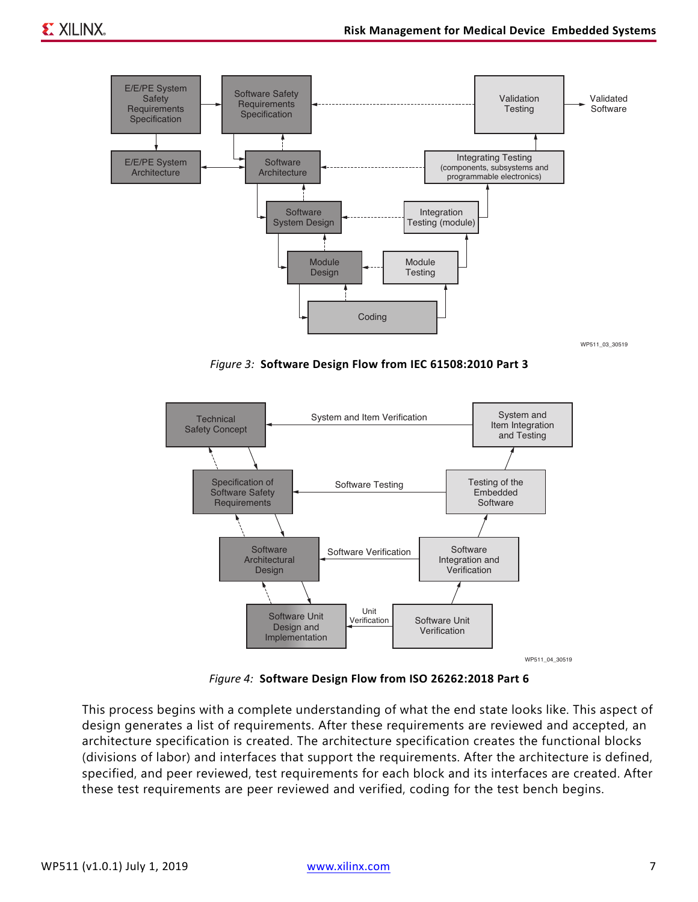Figure 3: **Software Design Flow from IEC 61508:2010 Part 3**

Figure 4: **Software Design Flow from ISO 26262:2018 Part 6**

This process begins with a complete understanding of what the end state looks like. This aspect of design generates a list of requirements. After these requirements are reviewed and accepted, an architecture specification is created. The architecture specification creates the functional blocks (divisions of labor) and interfaces that support the requirements. After the architecture is defined, specified, and peer reviewed, test requirements for each block and its interfaces are created. After these test requirements are peer reviewed and verified, coding for the test bench begins.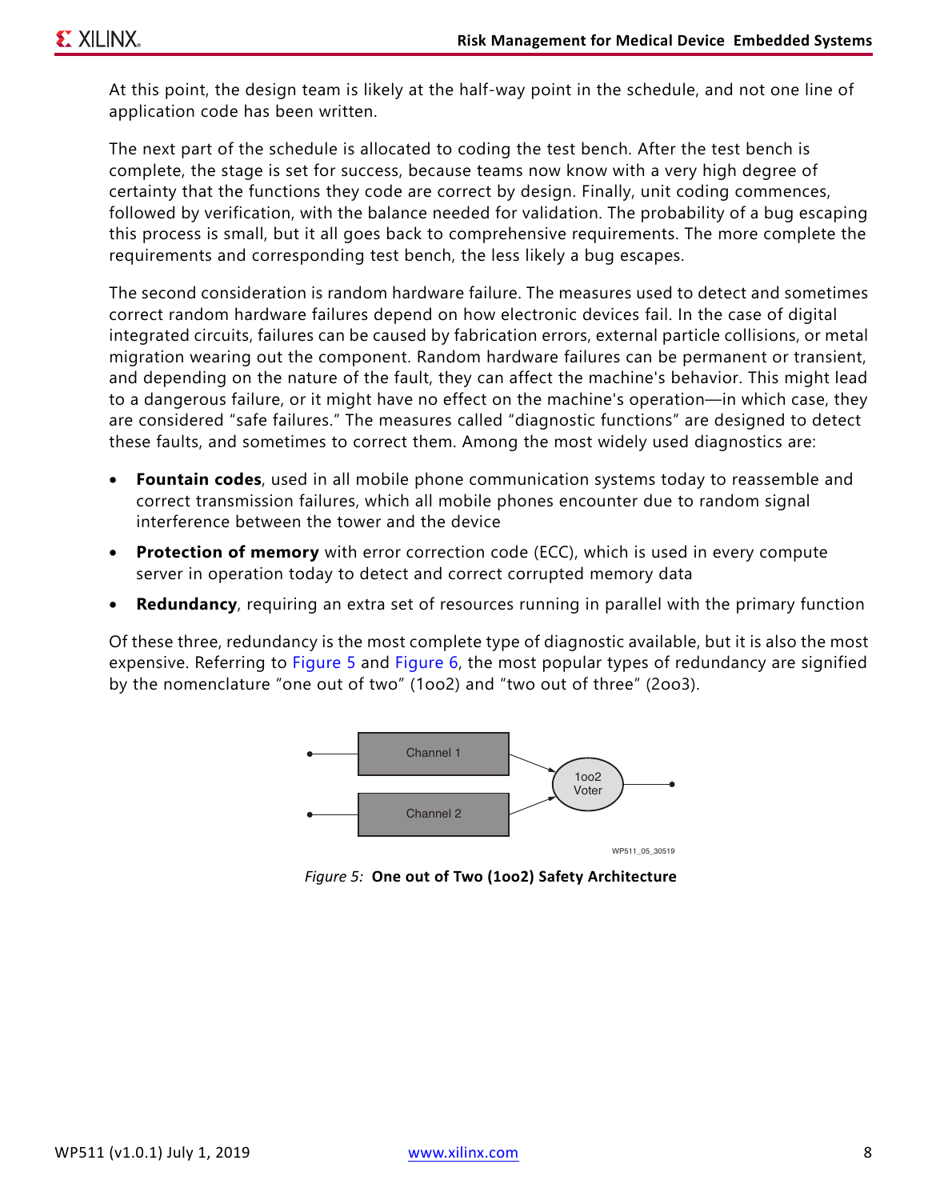At this point, the design team is likely at the half-way point in the schedule, and not one line of application code has been written.

The next part of the schedule is allocated to coding the test bench. After the test bench is complete, the stage is set for success, because teams now know with a very high degree of certainty that the functions they code are correct by design. Finally, unit coding commences, followed by verification, with the balance needed for validation. The probability of a bug escaping this process is small, but it all goes back to comprehensive requirements. The more complete the requirements and corresponding test bench, the less likely a bug escapes.

The second consideration is random hardware failure. The measures used to detect and sometimes correct random hardware failures depend on how electronic devices fail. In the case of digital integrated circuits, failures can be caused by fabrication errors, external particle collisions, or metal migration wearing out the component. Random hardware failures can be permanent or transient, and depending on the nature of the fault, they can affect the machine's behavior. This might lead to a dangerous failure, or it might have no effect on the machine's operation—in which case, they are considered "safe failures." The measures called "diagnostic functions" are designed to detect these faults, and sometimes to correct them. Among the most widely used diagnostics are:

- **Fountain codes**, used in all mobile phone communication systems today to reassemble and correct transmission failures, which all mobile phones encounter due to random signal interference between the tower and the device
- **Protection of memory** with error correction code (ECC), which is used in every compute server in operation today to detect and correct corrupted memory data
- **Redundancy**, requiring an extra set of resources running in parallel with the primary function

Of these three, redundancy is the most complete type of diagnostic available, but it is also the most expensive. Referring to Figure 5 and Figure 6, the most popular types of redundancy are signified by the nomenclature "one out of two" (1oo2) and "two out of three" (2oo3).

*Figure 5:* **One out of Two (1oo2) Safety Architecture**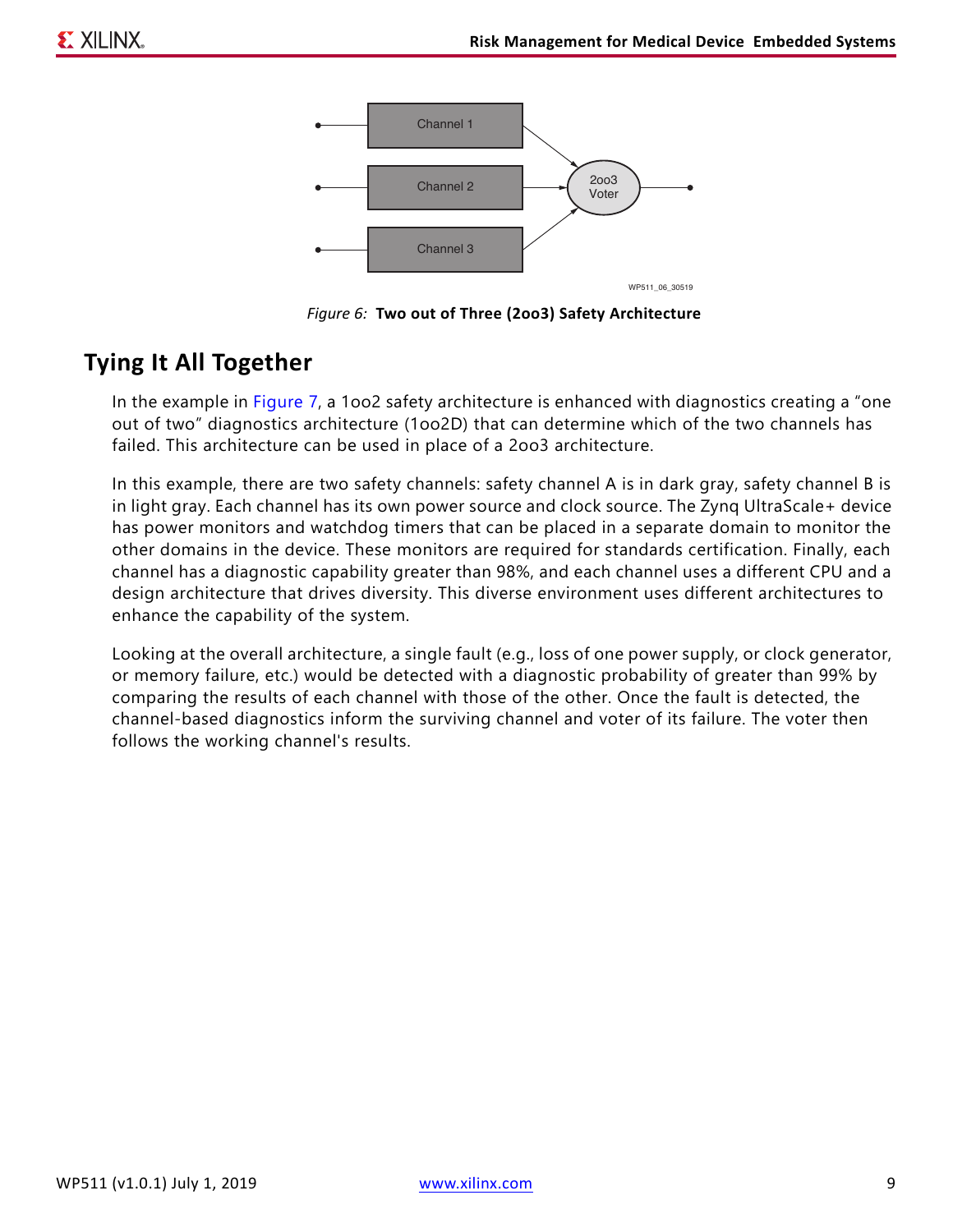*Figure 6:* **Two out of Three (2oo3) Safety Architecture**

## Tying It All Together

In the example in Figure 7, a 1oo2 safety architecture is enhanced with diagnostics creating a "one out of two" diagnostics architecture (1oo2D) that can determine which of the two channels has failed. This architecture can be used in place of a 2oo3 architecture.

In this example, there are two safety channels: safety channel A is in dark gray, safety channel B is in light gray. Each channel has its own power source and clock source. The Zynq UltraScale+ device has power monitors and watchdog timers that can be placed in a separate domain to monitor the other domains in the device. These monitors are required for standards certification. Finally, each channel has a diagnostic capability greater than 98%, and each channel uses a different CPU and a design architecture that drives diversity. This diverse environment uses different architectures to enhance the capability of the system.

Looking at the overall architecture, a single fault (e.g., loss of one power supply, or clock generator, or memory failure, etc.) would be detected with a diagnostic probability of greater than 99% by comparing the results of each channel with those of the other. Once the fault is detected, the channel-based diagnostics inform the surviving channel and voter of its failure. The voter then follows the working channel's results.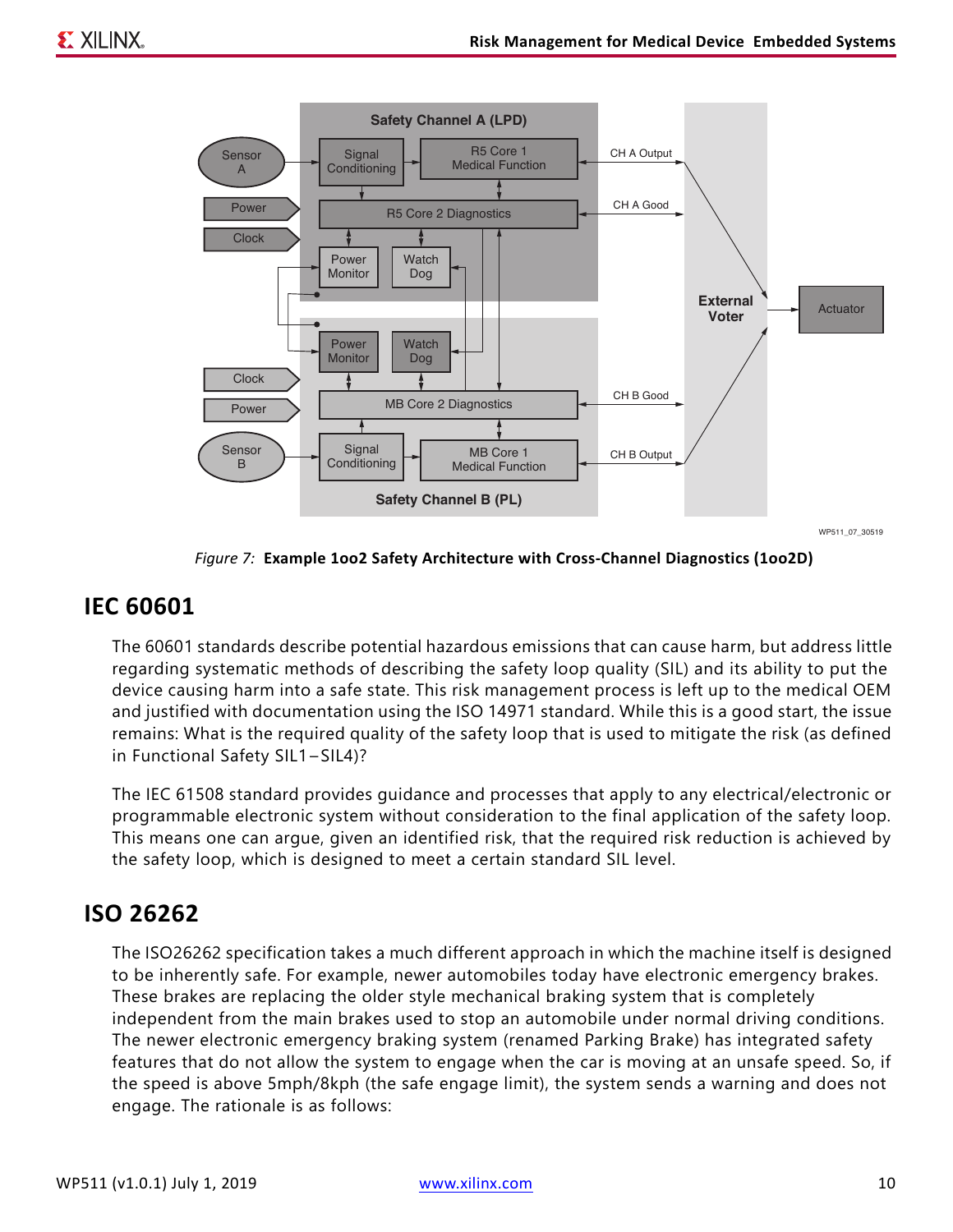*Figure 7:* **Example 1oo2 Safety Architecture with Cross-Channel Diagnostics (1oo2D)**

## IEC 60601

The 60601 standards describe potential hazardous emissions that can cause harm, but address little regarding systematic methods of describing the safety loop quality (SIL) and its ability to put the device causing harm into a safe state. This risk management process is left up to the medical OEM and justified with documentation using the ISO 14971 standard. While this is a good start, the issue remains: What is the required quality of the safety loop that is used to mitigate the risk (as defined in Functional Safety SIL1–SIL4)?

The IEC 61508 standard provides guidance and processes that apply to any electrical/electronic or programmable electronic system without consideration to the final application of the safety loop. This means one can argue, given an identified risk, that the required risk reduction is achieved by the safety loop, which is designed to meet a certain standard SIL level.

## ISO 26262

The ISO26262 specification takes a much different approach in which the machine itself is designed to be inherently safe. For example, newer automobiles today have electronic emergency brakes. These brakes are replacing the older style mechanical braking system that is completely independent from the main brakes used to stop an automobile under normal driving conditions. The newer electronic emergency braking system (renamed Parking Brake) has integrated safety features that do not allow the system to engage when the car is moving at an unsafe speed. So, if the speed is above 5mph/8kph (the safe engage limit), the system sends a warning and does not engage. The rationale is as follows: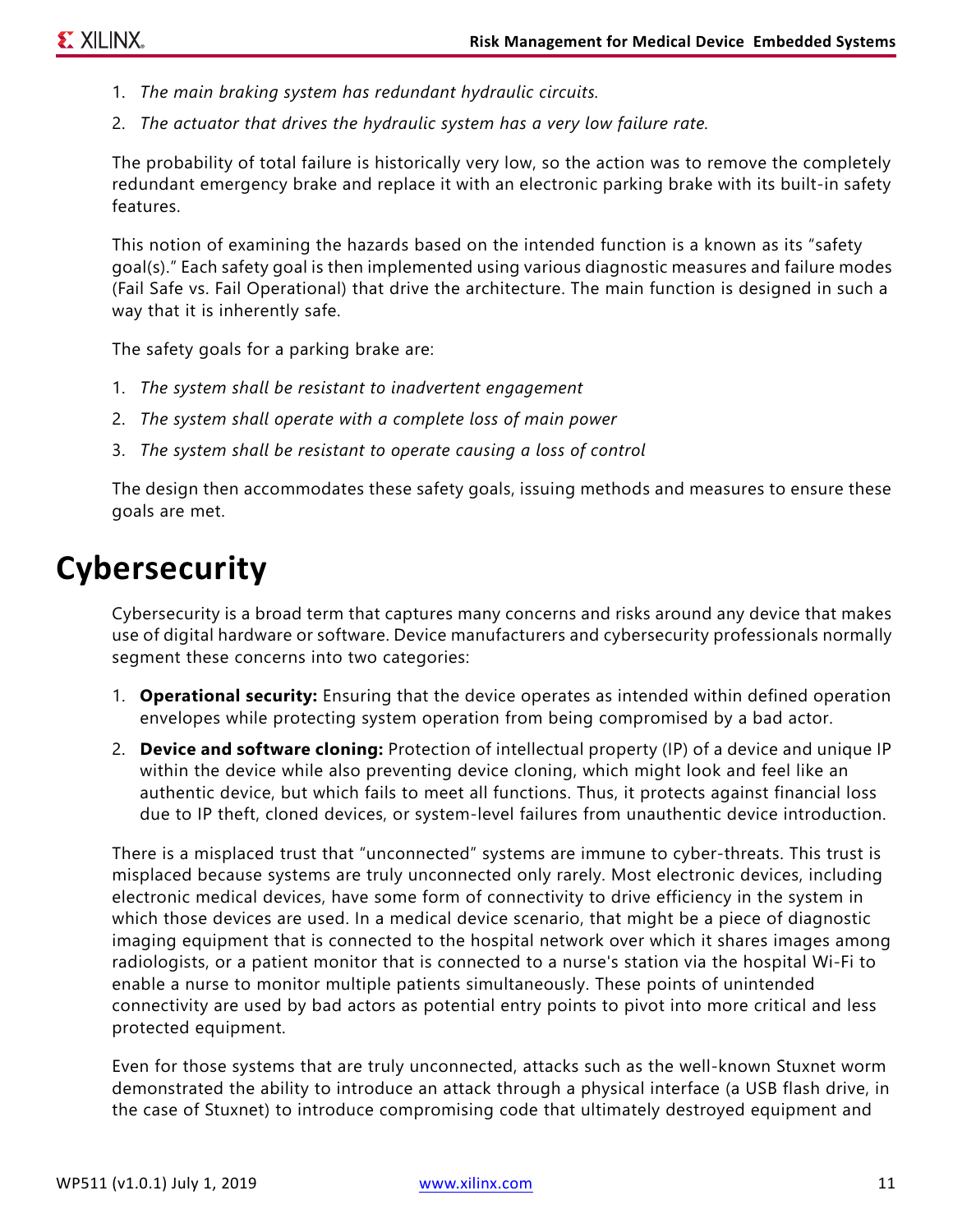1. *The main braking system has redundant hydraulic circuits.*
2. *The actuator that drives the hydraulic system has a very low failure rate.*

The probability of total failure is historically very low, so the action was to remove the completely redundant emergency brake and replace it with an electronic parking brake with its built-in safety features.

This notion of examining the hazards based on the intended function is a known as its "safety goal(s)." Each safety goal is then implemented using various diagnostic measures and failure modes (Fail Safe vs. Fail Operational) that drive the architecture. The main function is designed in such a way that it is inherently safe.

The safety goals for a parking brake are:

1. *The system shall be resistant to inadvertent engagement*
2. *The system shall operate with a complete loss of main power*
3. *The system shall be resistant to operate causing a loss of control*

The design then accommodates these safety goals, issuing methods and measures to ensure these goals are met.

# Cybersecurity

Cybersecurity is a broad term that captures many concerns and risks around any device that makes use of digital hardware or software. Device manufacturers and cybersecurity professionals normally segment these concerns into two categories:

1. **Operational security:** Ensuring that the device operates as intended within defined operation envelopes while protecting system operation from being compromised by a bad actor.
2. **Device and software cloning:** Protection of intellectual property (IP) of a device and unique IP within the device while also preventing device cloning, which might look and feel like an authentic device, but which fails to meet all functions. Thus, it protects against financial loss due to IP theft, cloned devices, or system-level failures from unauthentic device introduction.

There is a misplaced trust that "unconnected" systems are immune to cyber-threats. This trust is misplaced because systems are truly unconnected only rarely. Most electronic devices, including electronic medical devices, have some form of connectivity to drive efficiency in the system in which those devices are used. In a medical device scenario, that might be a piece of diagnostic imaging equipment that is connected to the hospital network over which it shares images among radiologists, or a patient monitor that is connected to a nurse's station via the hospital Wi-Fi to enable a nurse to monitor multiple patients simultaneously. These points of unintended connectivity are used by bad actors as potential entry points to pivot into more critical and less protected equipment.

Even for those systems that are truly unconnected, attacks such as the well-known Stuxnet worm demonstrated the ability to introduce an attack through a physical interface (a USB flash drive, in the case of Stuxnet) to introduce compromising code that ultimately destroyed equipment and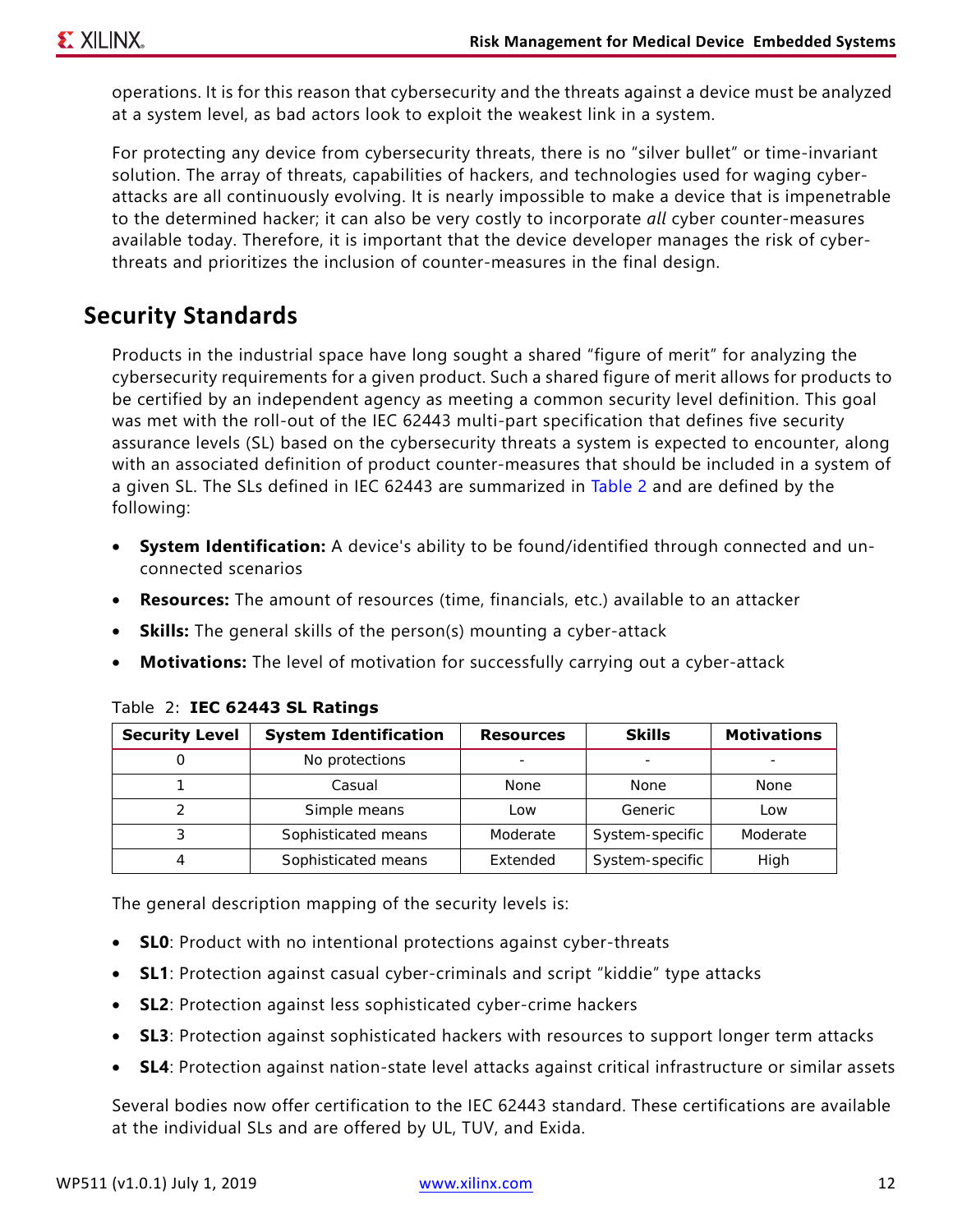operations. It is for this reason that cybersecurity and the threats against a device must be analyzed at a system level, as bad actors look to exploit the weakest link in a system.

For protecting any device from cybersecurity threats, there is no "silver bullet" or time-invariant solution. The array of threats, capabilities of hackers, and technologies used for waging cyber-attacks are all continuously evolving. It is nearly impossible to make a device that is impenetrable to the determined hacker; it can also be very costly to incorporate *all* cyber counter-measures available today. Therefore, it is important that the device developer manages the risk of cyber-threats and prioritizes the inclusion of counter-measures in the final design.

## Security Standards

Products in the industrial space have long sought a shared "figure of merit" for analyzing the cybersecurity requirements for a given product. Such a shared figure of merit allows for products to be certified by an independent agency as meeting a common security level definition. This goal was met with the roll-out of the IEC 62443 multi-part specification that defines five security assurance levels (SL) based on the cybersecurity threats a system is expected to encounter, along with an associated definition of product counter-measures that should be included in a system of a given SL. The SLs defined in IEC 62443 are summarized in Table 2 and are defined by the following:

- **System Identification:** A device's ability to be found/identified through connected and un-connected scenarios
- **Resources:** The amount of resources (time, financials, etc.) available to an attacker
- **Skills:** The general skills of the person(s) mounting a cyber-attack
- **Motivations:** The level of motivation for successfully carrying out a cyber-attack

Table 2: **IEC 62443 SL Ratings**

| Security Level | System Identification | Resources | Skills | Motivations |
|---|---|---|---|---|
| 0 | No protections | - | - | - |
| 1 | Casual | None | None | None |
| 2 | Simple means | Low | Generic | Low |
| 3 | Sophisticated means | Moderate | System-specific | Moderate |
| 4 | Sophisticated means | Extended | System-specific | High |

The general description mapping of the security levels is:

- **SL0**: Product with no intentional protections against cyber-threats
- **SL1**: Protection against casual cyber-criminals and script "kiddie" type attacks
- **SL2**: Protection against less sophisticated cyber-crime hackers
- **SL3**: Protection against sophisticated hackers with resources to support longer term attacks
- **SL4**: Protection against nation-state level attacks against critical infrastructure or similar assets

Several bodies now offer certification to the IEC 62443 standard. These certifications are available at the individual SLs and are offered by UL, TUV, and Exida.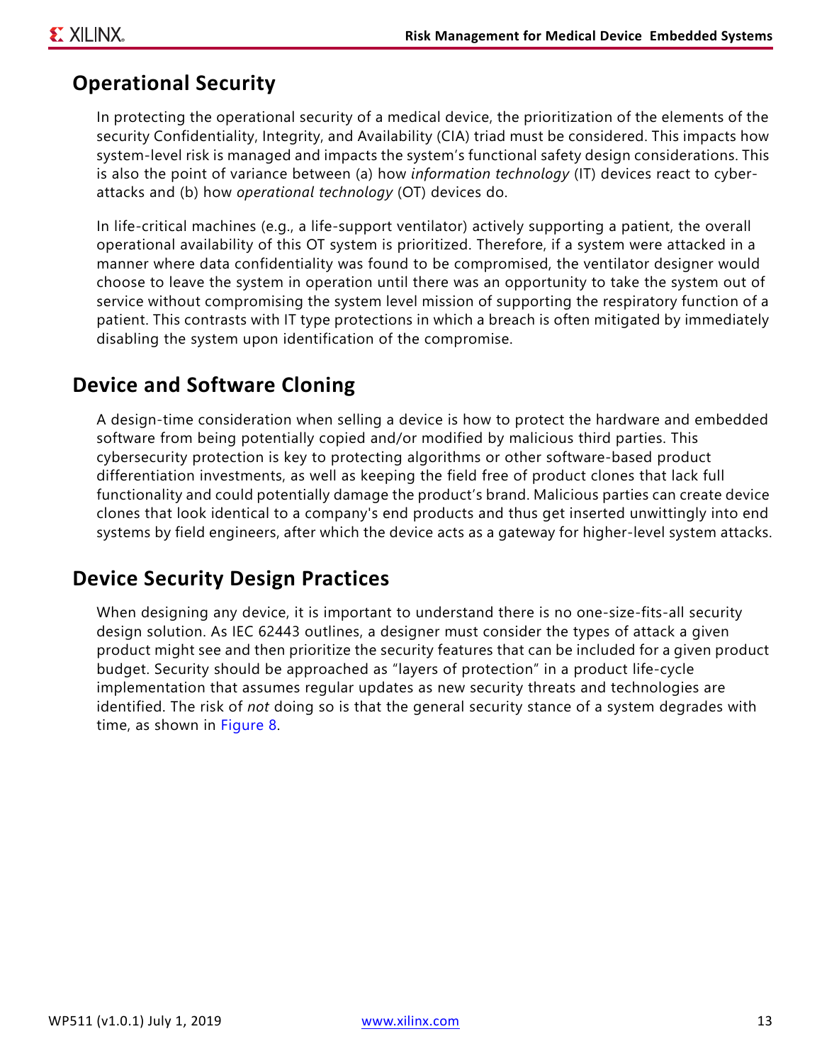## Operational Security

In protecting the operational security of a medical device, the prioritization of the elements of the security Confidentiality, Integrity, and Availability (CIA) triad must be considered. This impacts how system-level risk is managed and impacts the system's functional safety design considerations. This is also the point of variance between (a) how *information technology* (IT) devices react to cyber-attacks and (b) how *operational technology* (OT) devices do.

In life-critical machines (e.g., a life-support ventilator) actively supporting a patient, the overall operational availability of this OT system is prioritized. Therefore, if a system were attacked in a manner where data confidentiality was found to be compromised, the ventilator designer would choose to leave the system in operation until there was an opportunity to take the system out of service without compromising the system level mission of supporting the respiratory function of a patient. This contrasts with IT type protections in which a breach is often mitigated by immediately disabling the system upon identification of the compromise.

## Device and Software Cloning

A design-time consideration when selling a device is how to protect the hardware and embedded software from being potentially copied and/or modified by malicious third parties. This cybersecurity protection is key to protecting algorithms or other software-based product differentiation investments, as well as keeping the field free of product clones that lack full functionality and could potentially damage the product's brand. Malicious parties can create device clones that look identical to a company's end products and thus get inserted unwittingly into end systems by field engineers, after which the device acts as a gateway for higher-level system attacks.

## Device Security Design Practices

When designing any device, it is important to understand there is no one-size-fits-all security design solution. As IEC 62443 outlines, a designer must consider the types of attack a given product might see and then prioritize the security features that can be included for a given product budget. Security should be approached as "layers of protection" in a product life-cycle implementation that assumes regular updates as new security threats and technologies are identified. The risk of *not* doing so is that the general security stance of a system degrades with time, as shown in Figure 8.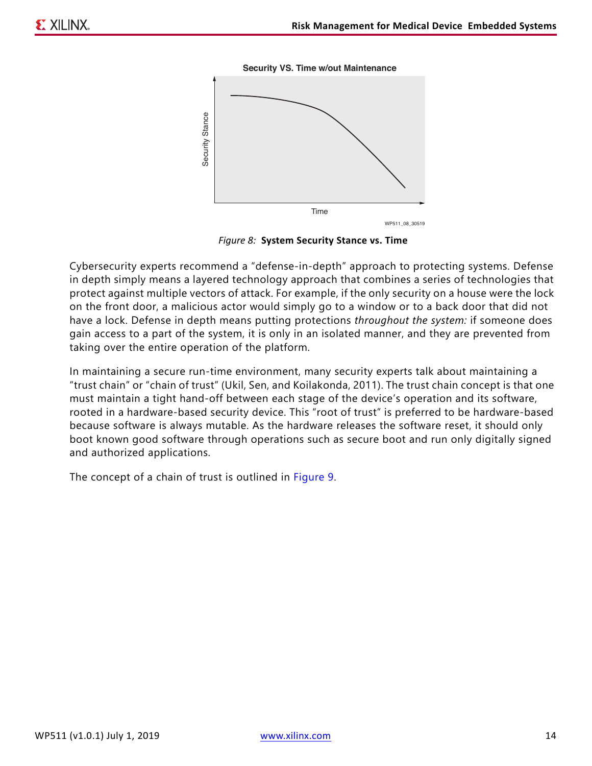Figure 8: **System Security Stance vs. Time**

Cybersecurity experts recommend a "defense-in-depth" approach to protecting systems. Defense in depth simply means a layered technology approach that combines a series of technologies that protect against multiple vectors of attack. For example, if the only security on a house were the lock on the front door, a malicious actor would simply go to a window or to a back door that did not have a lock. Defense in depth means putting protections *throughout the system:* if someone does gain access to a part of the system, it is only in an isolated manner, and they are prevented from taking over the entire operation of the platform.

In maintaining a secure run-time environment, many security experts talk about maintaining a "trust chain" or "chain of trust" (Ukil, Sen, and Koilakonda, 2011). The trust chain concept is that one must maintain a tight hand-off between each stage of the device's operation and its software, rooted in a hardware-based security device. This "root of trust" is preferred to be hardware-based because software is always mutable. As the hardware releases the software reset, it should only boot known good software through operations such as secure boot and run only digitally signed and authorized applications.

The concept of a chain of trust is outlined in Figure 9.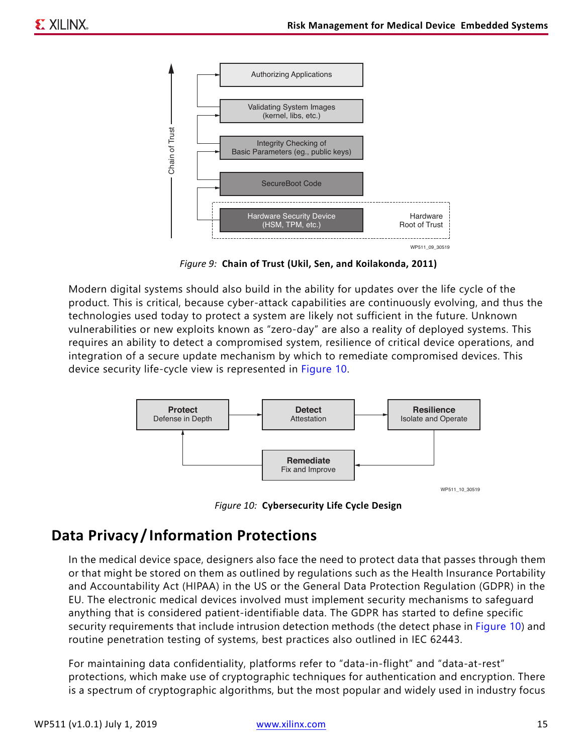Figure 9: **Chain of Trust (Ukil, Sen, and Koilakonda, 2011)**

Modern digital systems should also build in the ability for updates over the life cycle of the product. This is critical, because cyber-attack capabilities are continuously evolving, and thus the technologies used today to protect a system are likely not sufficient in the future. Unknown vulnerabilities or new exploits known as "zero-day" are also a reality of deployed systems. This requires an ability to detect a compromised system, resilience of critical device operations, and integration of a secure update mechanism by which to remediate compromised devices. This device security life-cycle view is represented in Figure 10.

Figure 10: **Cybersecurity Life Cycle Design**

## Data Privacy / Information Protections

In the medical device space, designers also face the need to protect data that passes through them or that might be stored on them as outlined by regulations such as the Health Insurance Portability and Accountability Act (HIPAA) in the US or the General Data Protection Regulation (GDPR) in the EU. The electronic medical devices involved must implement security mechanisms to safeguard anything that is considered patient-identifiable data. The GDPR has started to define specific security requirements that include intrusion detection methods (the detect phase in Figure 10) and routine penetration testing of systems, best practices also outlined in IEC 62443.

For maintaining data confidentiality, platforms refer to "data-in-flight" and "data-at-rest" protections, which make use of cryptographic techniques for authentication and encryption. There is a spectrum of cryptographic algorithms, but the most popular and widely used in industry focus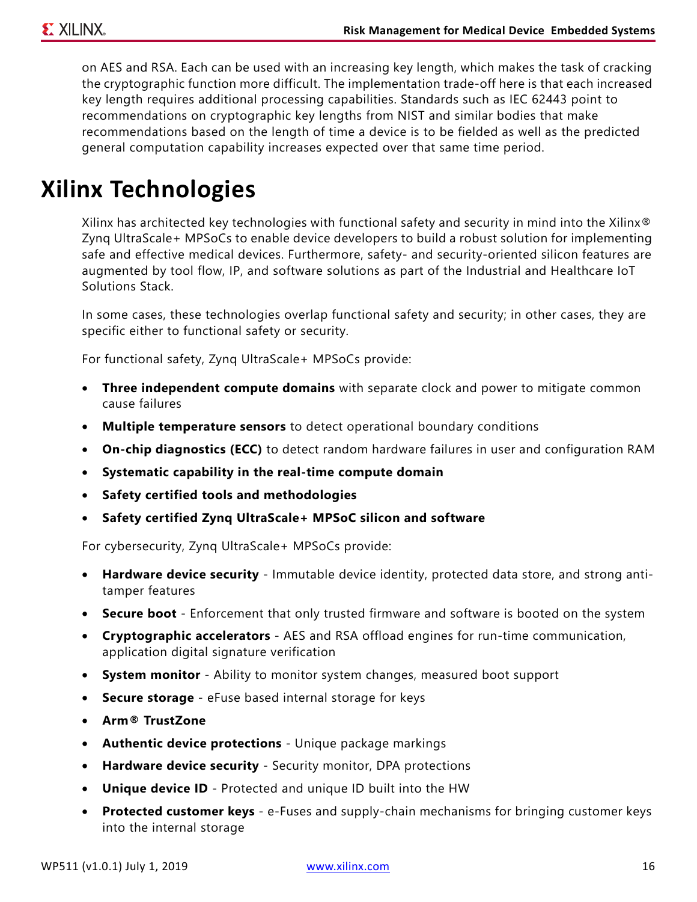on AES and RSA. Each can be used with an increasing key length, which makes the task of cracking the cryptographic function more difficult. The implementation trade-off here is that each increased key length requires additional processing capabilities. Standards such as IEC 62443 point to recommendations on cryptographic key lengths from NIST and similar bodies that make recommendations based on the length of time a device is to be fielded as well as the predicted general computation capability increases expected over that same time period.

# Xilinx Technologies

Xilinx has architected key technologies with functional safety and security in mind into the Xilinx® Zynq UltraScale+ MPSoCs to enable device developers to build a robust solution for implementing safe and effective medical devices. Furthermore, safety- and security-oriented silicon features are augmented by tool flow, IP, and software solutions as part of the Industrial and Healthcare IoT Solutions Stack.

In some cases, these technologies overlap functional safety and security; in other cases, they are specific either to functional safety or security.

For functional safety, Zynq UltraScale+ MPSoCs provide:

- **Three independent compute domains** with separate clock and power to mitigate common cause failures
- **Multiple temperature sensors** to detect operational boundary conditions
- **On-chip diagnostics (ECC)** to detect random hardware failures in user and configuration RAM
- **Systematic capability in the real-time compute domain**
- **Safety certified tools and methodologies**
- **Safety certified Zynq UltraScale+ MPSoC silicon and software**

For cybersecurity, Zynq UltraScale+ MPSoCs provide:

- **Hardware device security** - Immutable device identity, protected data store, and strong anti-tamper features
- **Secure boot** - Enforcement that only trusted firmware and software is booted on the system
- **Cryptographic accelerators** - AES and RSA offload engines for run-time communication, application digital signature verification
- **System monitor** - Ability to monitor system changes, measured boot support
- **Secure storage** - eFuse based internal storage for keys
- **Arm® TrustZone**
- **Authentic device protections** - Unique package markings
- **Hardware device security** - Security monitor, DPA protections
- **Unique device ID** - Protected and unique ID built into the HW
- **Protected customer keys** - e-Fuses and supply-chain mechanisms for bringing customer keys into the internal storage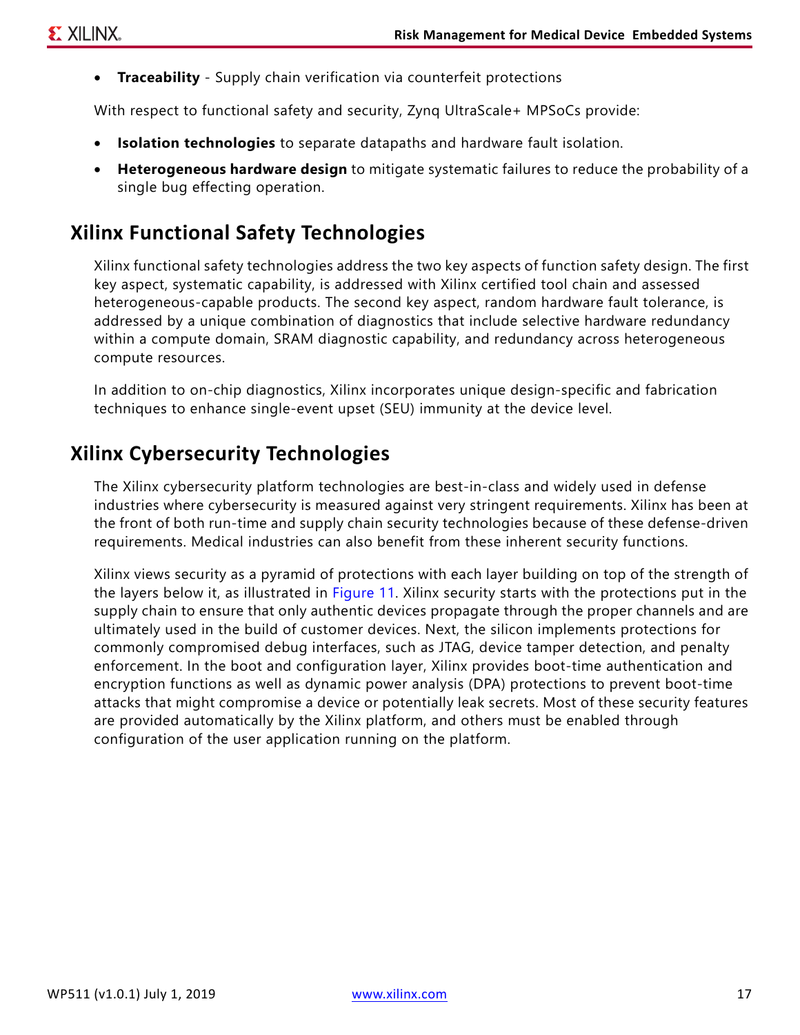- **Traceability** - Supply chain verification via counterfeit protections

With respect to functional safety and security, Zynq UltraScale+ MPSoCs provide:

- **Isolation technologies** to separate datapaths and hardware fault isolation.
- **Heterogeneous hardware design** to mitigate systematic failures to reduce the probability of a single bug effecting operation.

## Xilinx Functional Safety Technologies

Xilinx functional safety technologies address the two key aspects of function safety design. The first key aspect, systematic capability, is addressed with Xilinx certified tool chain and assessed heterogeneous-capable products. The second key aspect, random hardware fault tolerance, is addressed by a unique combination of diagnostics that include selective hardware redundancy within a compute domain, SRAM diagnostic capability, and redundancy across heterogeneous compute resources.

In addition to on-chip diagnostics, Xilinx incorporates unique design-specific and fabrication techniques to enhance single-event upset (SEU) immunity at the device level.

## Xilinx Cybersecurity Technologies

The Xilinx cybersecurity platform technologies are best-in-class and widely used in defense industries where cybersecurity is measured against very stringent requirements. Xilinx has been at the front of both run-time and supply chain security technologies because of these defense-driven requirements. Medical industries can also benefit from these inherent security functions.

Xilinx views security as a pyramid of protections with each layer building on top of the strength of the layers below it, as illustrated in Figure 11. Xilinx security starts with the protections put in the supply chain to ensure that only authentic devices propagate through the proper channels and are ultimately used in the build of customer devices. Next, the silicon implements protections for commonly compromised debug interfaces, such as JTAG, device tamper detection, and penalty enforcement. In the boot and configuration layer, Xilinx provides boot-time authentication and encryption functions as well as dynamic power analysis (DPA) protections to prevent boot-time attacks that might compromise a device or potentially leak secrets. Most of these security features are provided automatically by the Xilinx platform, and others must be enabled through configuration of the user application running on the platform.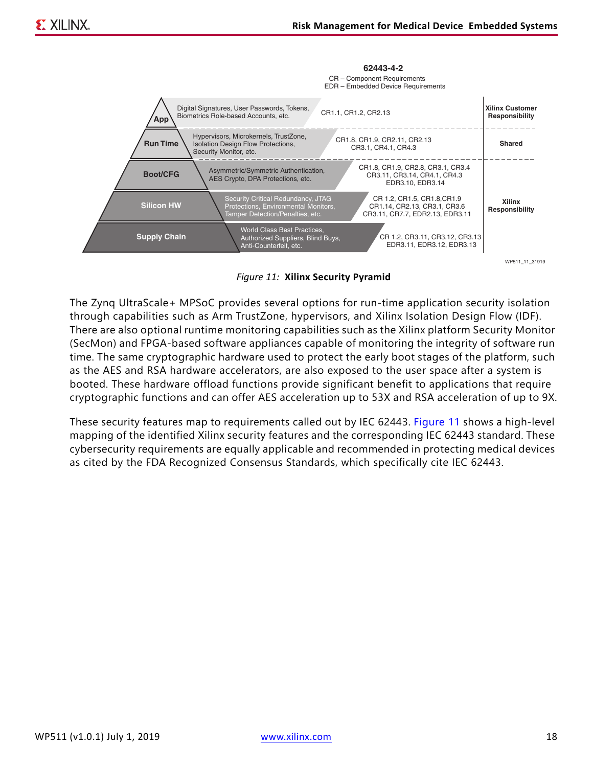62443-4-2

CR – Component Requirements
EDR – Embedded Device Requirements

| Layer | Features | 62443-4-2 Requirements | Responsibility |
|---|---|---|---|
| App | Digital Signatures, User Passwords, Tokens, Biometrics Role-based Accounts, etc. | CR1.1, CR1.2, CR2.13 | Xilinx Customer Responsibility |
| Run Time | Hypervisors, Microkernels, TrustZone, Isolation Design Flow Protections, Security Monitor, etc. | CR1.8, CR1.9, CR2.11, CR2.13 CR3.1, CR4.1, CR4.3 | Shared |
| Boot/CFG | Asymmetric/Symmetric Authentication, AES Crypto, DPA Protections, etc. | CR1.8, CR1.9, CR2.8, CR3.1, CR3.4 CR3.11, CR3.14, CR4.1, CR4.3 EDR3.10, EDR3.14 | Xilinx Responsibility |
| Silicon HW | Security Critical Redundancy, JTAG Protections, Environmental Monitors, Tamper Detection/Penalties, etc. | CR 1.2, CR1.5, CR1.8,CR1.9 CR1.14, CR2.13, CR3.1, CR3.6 CR3.11, CR7.7, EDR2.13, EDR3.11 | Xilinx Responsibility |
| Supply Chain | World Class Best Practices, Authorized Suppliers, Blind Buys, Anti-Counterfeit, etc. | CR 1.2, CR3.11, CR3.12, CR3.13 EDR3.11, EDR3.12, EDR3.13 | Xilinx Responsibility |

WP511_11_31919

*Figure 11:* **Xilinx Security Pyramid**

The Zynq UltraScale+ MPSoC provides several options for run-time application security isolation through capabilities such as Arm TrustZone, hypervisors, and Xilinx Isolation Design Flow (IDF). There are also optional runtime monitoring capabilities such as the Xilinx platform Security Monitor (SecMon) and FPGA-based software appliances capable of monitoring the integrity of software run time. The same cryptographic hardware used to protect the early boot stages of the platform, such as the AES and RSA hardware accelerators, are also exposed to the user space after a system is booted. These hardware offload functions provide significant benefit to applications that require cryptographic functions and can offer AES acceleration up to 53X and RSA acceleration of up to 9X.

These security features map to requirements called out by IEC 62443. Figure 11 shows a high-level mapping of the identified Xilinx security features and the corresponding IEC 62443 standard. These cybersecurity requirements are equally applicable and recommended in protecting medical devices as cited by the FDA Recognized Consensus Standards, which specifically cite IEC 62443.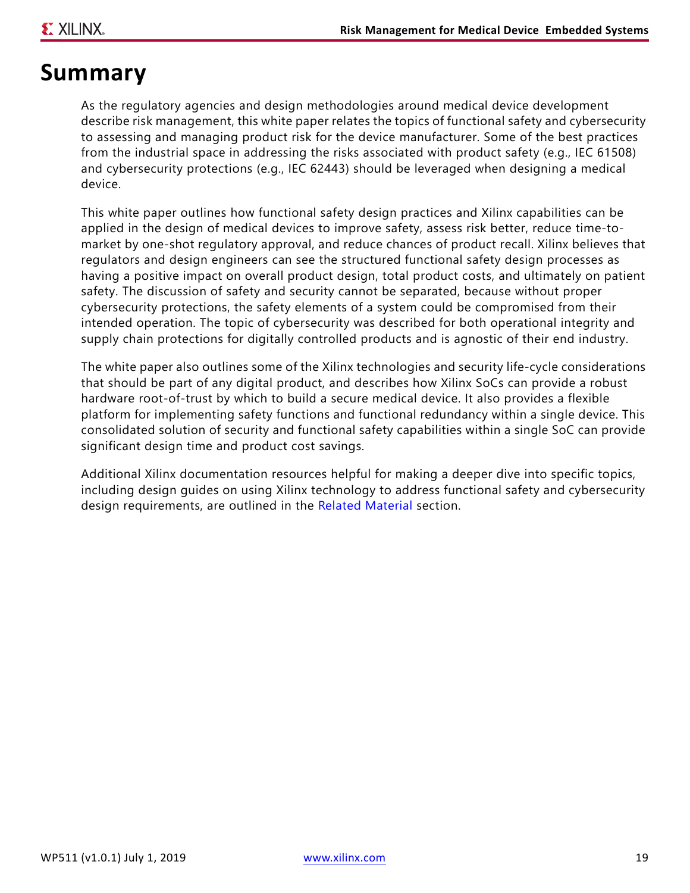# Summary

As the regulatory agencies and design methodologies around medical device development describe risk management, this white paper relates the topics of functional safety and cybersecurity to assessing and managing product risk for the device manufacturer. Some of the best practices from the industrial space in addressing the risks associated with product safety (e.g., IEC 61508) and cybersecurity protections (e.g., IEC 62443) should be leveraged when designing a medical device.

This white paper outlines how functional safety design practices and Xilinx capabilities can be applied in the design of medical devices to improve safety, assess risk better, reduce time-to-market by one-shot regulatory approval, and reduce chances of product recall. Xilinx believes that regulators and design engineers can see the structured functional safety design processes as having a positive impact on overall product design, total product costs, and ultimately on patient safety. The discussion of safety and security cannot be separated, because without proper cybersecurity protections, the safety elements of a system could be compromised from their intended operation. The topic of cybersecurity was described for both operational integrity and supply chain protections for digitally controlled products and is agnostic of their end industry.

The white paper also outlines some of the Xilinx technologies and security life-cycle considerations that should be part of any digital product, and describes how Xilinx SoCs can provide a robust hardware root-of-trust by which to build a secure medical device. It also provides a flexible platform for implementing safety functions and functional redundancy within a single device. This consolidated solution of security and functional safety capabilities within a single SoC can provide significant design time and product cost savings.

Additional Xilinx documentation resources helpful for making a deeper dive into specific topics, including design guides on using Xilinx technology to address functional safety and cybersecurity design requirements, are outlined in the Related Material section.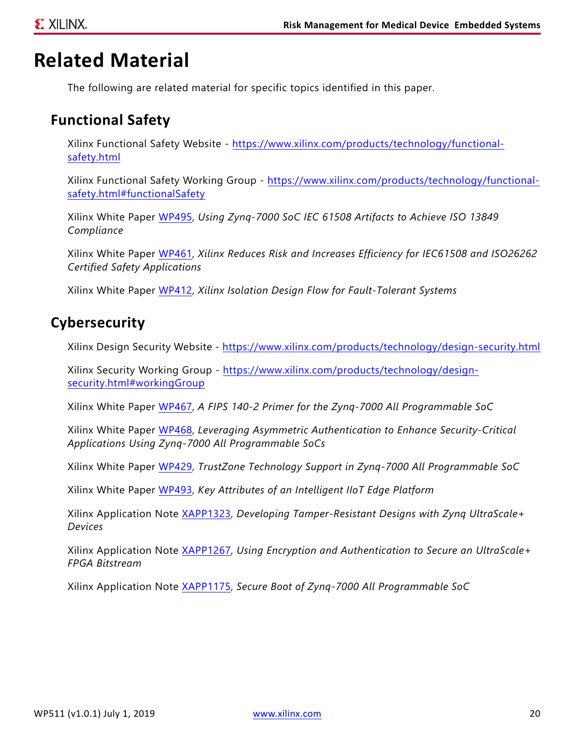# Related Material

The following are related material for specific topics identified in this paper.

## Functional Safety

Xilinx Functional Safety Website - https://www.xilinx.com/products/technology/functional-safety.html

Xilinx Functional Safety Working Group - https://www.xilinx.com/products/technology/functional-safety.html#functionalSafety

Xilinx White Paper WP495, *Using Zynq-7000 SoC IEC 61508 Artifacts to Achieve ISO 13849 Compliance*

Xilinx White Paper WP461, *Xilinx Reduces Risk and Increases Efficiency for IEC61508 and ISO26262 Certified Safety Applications*

Xilinx White Paper WP412, *Xilinx Isolation Design Flow for Fault-Tolerant Systems*

## Cybersecurity

Xilinx Design Security Website - https://www.xilinx.com/products/technology/design-security.html

Xilinx Security Working Group - https://www.xilinx.com/products/technology/design-security.html#workingGroup

Xilinx White Paper WP467, *A FIPS 140-2 Primer for the Zynq-7000 All Programmable SoC*

Xilinx White Paper WP468, *Leveraging Asymmetric Authentication to Enhance Security-Critical Applications Using Zynq-7000 All Programmable SoCs*

Xilinx White Paper WP429, *TrustZone Technology Support in Zynq-7000 All Programmable SoC*

Xilinx White Paper WP493, *Key Attributes of an Intelligent IIoT Edge Platform*

Xilinx Application Note XAPP1323, *Developing Tamper-Resistant Designs with Zynq UltraScale+ Devices*

Xilinx Application Note XAPP1267, *Using Encryption and Authentication to Secure an UltraScale+ FPGA Bitstream*

Xilinx Application Note XAPP1175, *Secure Boot of Zynq-7000 All Programmable SoC*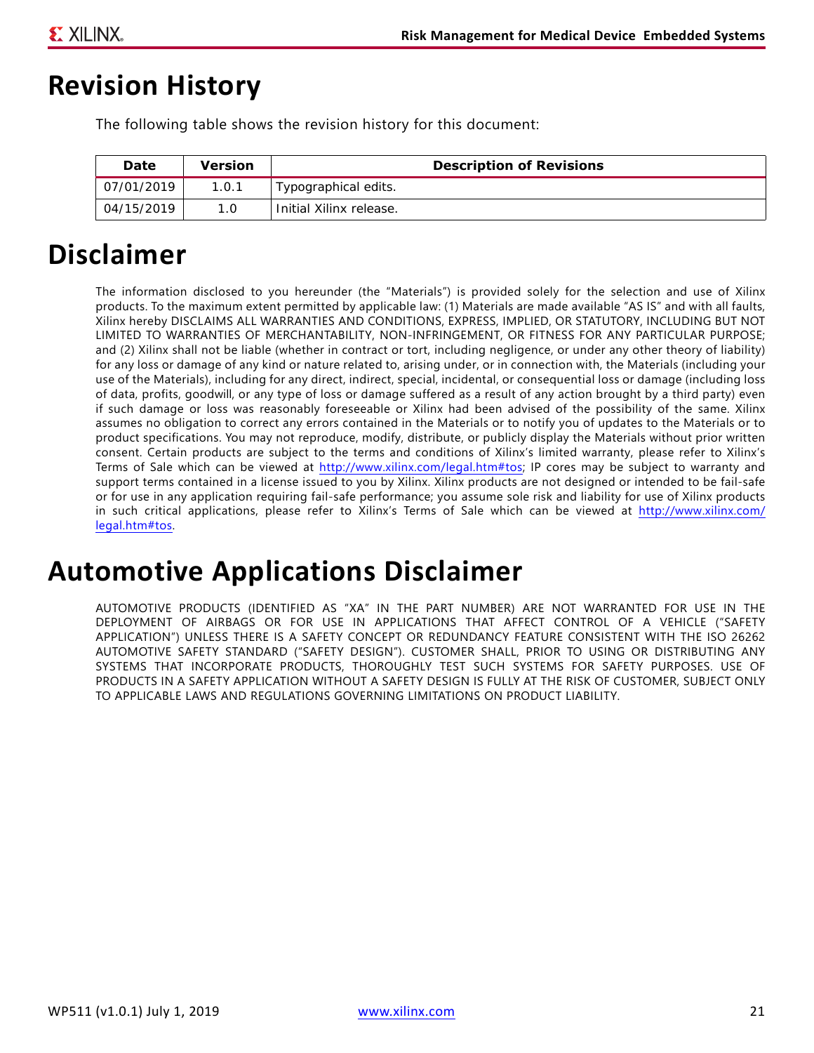# Revision History

The following table shows the revision history for this document:

| Date | Version | Description of Revisions |
|---|---|---|
| 07/01/2019 | 1.0.1 | Typographical edits. |
| 04/15/2019 | 1.0 | Initial Xilinx release. |

# Disclaimer

The information disclosed to you hereunder (the "Materials") is provided solely for the selection and use of Xilinx products. To the maximum extent permitted by applicable law: (1) Materials are made available "AS IS" and with all faults, Xilinx hereby DISCLAIMS ALL WARRANTIES AND CONDITIONS, EXPRESS, IMPLIED, OR STATUTORY, INCLUDING BUT NOT LIMITED TO WARRANTIES OF MERCHANTABILITY, NON-INFRINGEMENT, OR FITNESS FOR ANY PARTICULAR PURPOSE; and (2) Xilinx shall not be liable (whether in contract or tort, including negligence, or under any other theory of liability) for any loss or damage of any kind or nature related to, arising under, or in connection with, the Materials (including your use of the Materials), including for any direct, indirect, special, incidental, or consequential loss or damage (including loss of data, profits, goodwill, or any type of loss or damage suffered as a result of any action brought by a third party) even if such damage or loss was reasonably foreseeable or Xilinx had been advised of the possibility of the same. Xilinx assumes no obligation to correct any errors contained in the Materials or to notify you of updates to the Materials or to product specifications. You may not reproduce, modify, distribute, or publicly display the Materials without prior written consent. Certain products are subject to the terms and conditions of Xilinx's limited warranty, please refer to Xilinx's Terms of Sale which can be viewed at http://www.xilinx.com/legal.htm#tos; IP cores may be subject to warranty and support terms contained in a license issued to you by Xilinx. Xilinx products are not designed or intended to be fail-safe or for use in any application requiring fail-safe performance; you assume sole risk and liability for use of Xilinx products in such critical applications, please refer to Xilinx's Terms of Sale which can be viewed at http://www.xilinx.com/legal.htm#tos.

# Automotive Applications Disclaimer

AUTOMOTIVE PRODUCTS (IDENTIFIED AS "XA" IN THE PART NUMBER) ARE NOT WARRANTED FOR USE IN THE DEPLOYMENT OF AIRBAGS OR FOR USE IN APPLICATIONS THAT AFFECT CONTROL OF A VEHICLE ("SAFETY APPLICATION") UNLESS THERE IS A SAFETY CONCEPT OR REDUNDANCY FEATURE CONSISTENT WITH THE ISO 26262 AUTOMOTIVE SAFETY STANDARD ("SAFETY DESIGN"). CUSTOMER SHALL, PRIOR TO USING OR DISTRIBUTING ANY SYSTEMS THAT INCORPORATE PRODUCTS, THOROUGHLY TEST SUCH SYSTEMS FOR SAFETY PURPOSES. USE OF PRODUCTS IN A SAFETY APPLICATION WITHOUT A SAFETY DESIGN IS FULLY AT THE RISK OF CUSTOMER, SUBJECT ONLY TO APPLICABLE LAWS AND REGULATIONS GOVERNING LIMITATIONS ON PRODUCT LIABILITY.